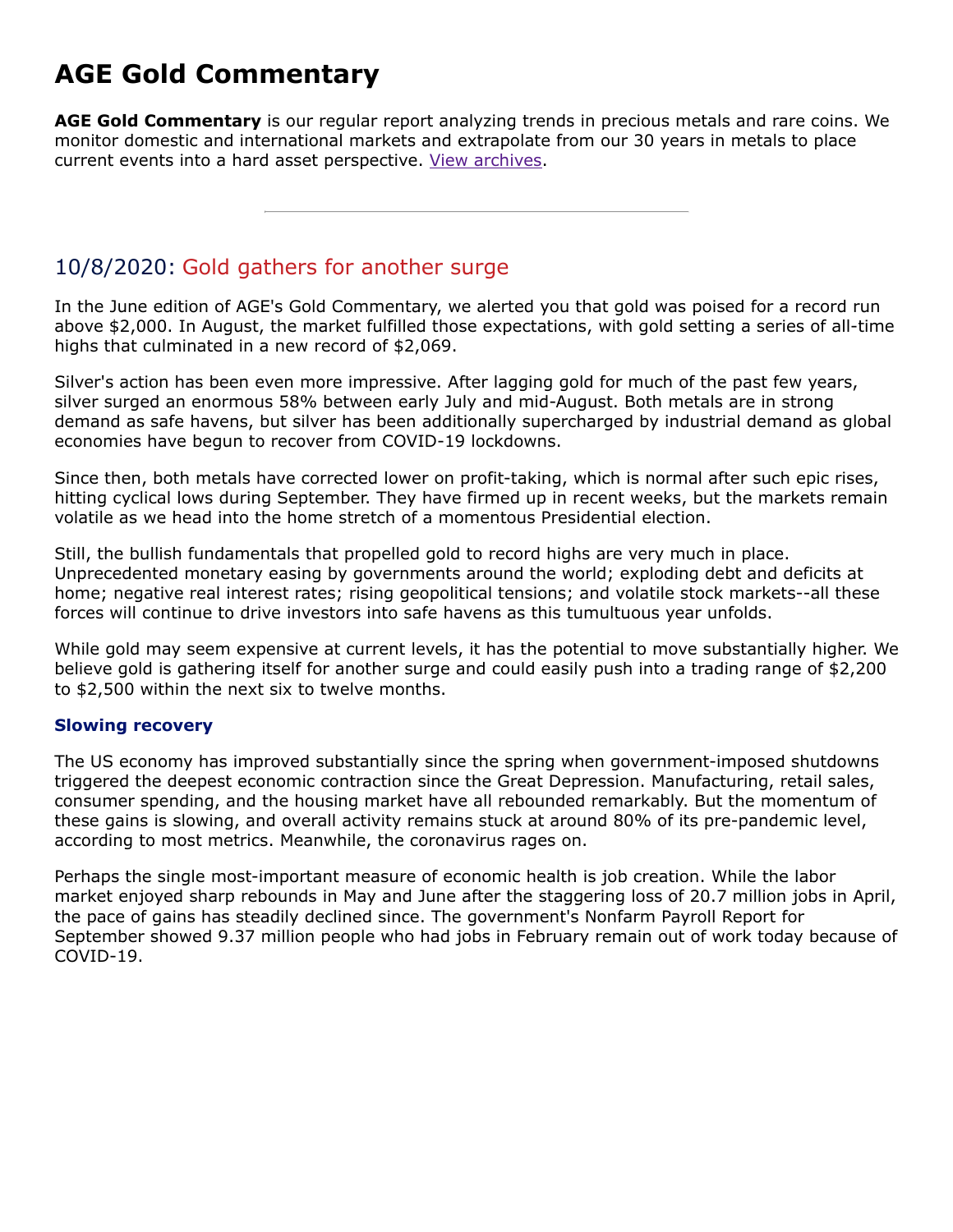# AGE Gold Commentary

**AGE Gold Commentary** is our regular report analyzing trends in precious metals and rare coins. We monitor domestic and international markets and extrapolate from our 30 years in metals to place current events into a hard asset perspective. View archives.

---

## 10/8/2020: Gold gathers for another surge

In the June edition of AGE's Gold Commentary, we alerted you that gold was poised for a record run above $2,000. In August, the market fulfilled those expectations, with gold setting a series of all-time highs that culminated in a new record of $2,069.

Silver's action has been even more impressive. After lagging gold for much of the past few years, silver surged an enormous 58% between early July and mid-August. Both metals are in strong demand as safe havens, but silver has been additionally supercharged by industrial demand as global economies have begun to recover from COVID-19 lockdowns.

Since then, both metals have corrected lower on profit-taking, which is normal after such epic rises, hitting cyclical lows during September. They have firmed up in recent weeks, but the markets remain volatile as we head into the home stretch of a momentous Presidential election.

Still, the bullish fundamentals that propelled gold to record highs are very much in place. Unprecedented monetary easing by governments around the world; exploding debt and deficits at home; negative real interest rates; rising geopolitical tensions; and volatile stock markets--all these forces will continue to drive investors into safe havens as this tumultuous year unfolds.

While gold may seem expensive at current levels, it has the potential to move substantially higher. We believe gold is gathering itself for another surge and could easily push into a trading range of $2,200 to $2,500 within the next six to twelve months.

### Slowing recovery

The US economy has improved substantially since the spring when government-imposed shutdowns triggered the deepest economic contraction since the Great Depression. Manufacturing, retail sales, consumer spending, and the housing market have all rebounded remarkably. But the momentum of these gains is slowing, and overall activity remains stuck at around 80% of its pre-pandemic level, according to most metrics. Meanwhile, the coronavirus rages on.

Perhaps the single most-important measure of economic health is job creation. While the labor market enjoyed sharp rebounds in May and June after the staggering loss of 20.7 million jobs in April, the pace of gains has steadily declined since. The government's Nonfarm Payroll Report for September showed 9.37 million people who had jobs in February remain out of work today because of COVID-19.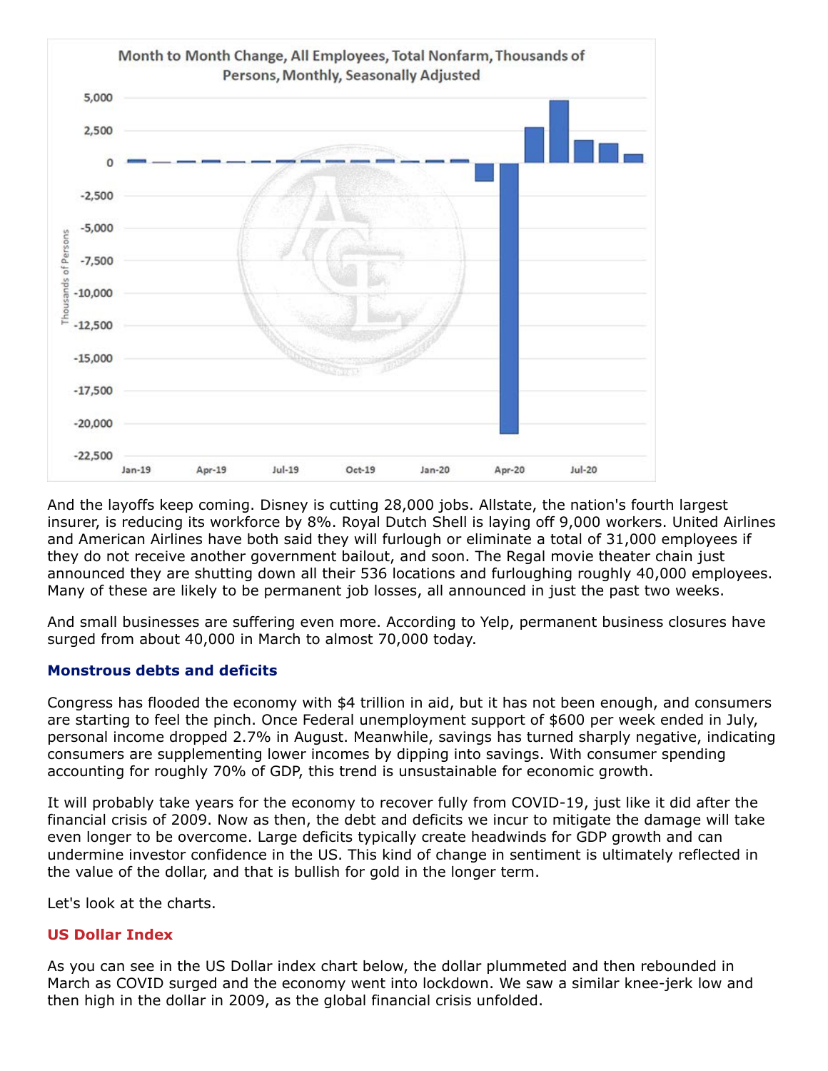And the layoffs keep coming. Disney is cutting 28,000 jobs. Allstate, the nation's fourth largest insurer, is reducing its workforce by 8%. Royal Dutch Shell is laying off 9,000 workers. United Airlines and American Airlines have both said they will furlough or eliminate a total of 31,000 employees if they do not receive another government bailout, and soon. The Regal movie theater chain just announced they are shutting down all their 536 locations and furloughing roughly 40,000 employees. Many of these are likely to be permanent job losses, all announced in just the past two weeks.

And small businesses are suffering even more. According to Yelp, permanent business closures have surged from about 40,000 in March to almost 70,000 today.

### Monstrous debts and deficits

Congress has flooded the economy with $4 trillion in aid, but it has not been enough, and consumers are starting to feel the pinch. Once Federal unemployment support of $600 per week ended in July, personal income dropped 2.7% in August. Meanwhile, savings has turned sharply negative, indicating consumers are supplementing lower incomes by dipping into savings. With consumer spending accounting for roughly 70% of GDP, this trend is unsustainable for economic growth.

It will probably take years for the economy to recover fully from COVID-19, just like it did after the financial crisis of 2009. Now as then, the debt and deficits we incur to mitigate the damage will take even longer to be overcome. Large deficits typically create headwinds for GDP growth and can undermine investor confidence in the US. This kind of change in sentiment is ultimately reflected in the value of the dollar, and that is bullish for gold in the longer term.

Let's look at the charts.

### US Dollar Index

As you can see in the US Dollar index chart below, the dollar plummeted and then rebounded in March as COVID surged and the economy went into lockdown. We saw a similar knee-jerk low and then high in the dollar in 2009, as the global financial crisis unfolded.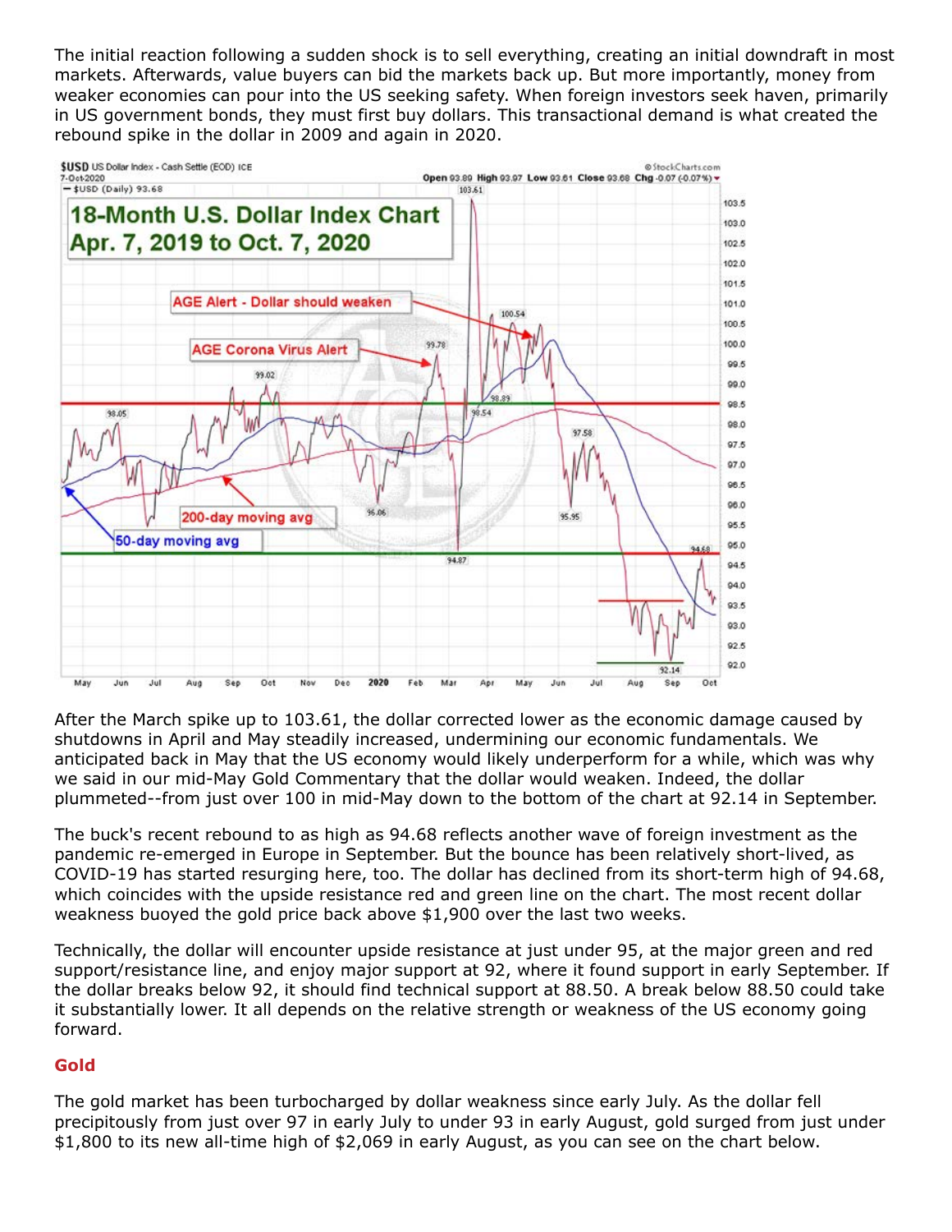The initial reaction following a sudden shock is to sell everything, creating an initial downdraft in most markets. Afterwards, value buyers can bid the markets back up. But more importantly, money from weaker economies can pour into the US seeking safety. When foreign investors seek haven, primarily in US government bonds, they must first buy dollars. This transactional demand is what created the rebound spike in the dollar in 2009 and again in 2020.

After the March spike up to 103.61, the dollar corrected lower as the economic damage caused by shutdowns in April and May steadily increased, undermining our economic fundamentals. We anticipated back in May that the US economy would likely underperform for a while, which was why we said in our mid-May Gold Commentary that the dollar would weaken. Indeed, the dollar plummeted--from just over 100 in mid-May down to the bottom of the chart at 92.14 in September.

The buck's recent rebound to as high as 94.68 reflects another wave of foreign investment as the pandemic re-emerged in Europe in September. But the bounce has been relatively short-lived, as COVID-19 has started resurging here, too. The dollar has declined from its short-term high of 94.68, which coincides with the upside resistance red and green line on the chart. The most recent dollar weakness buoyed the gold price back above $1,900 over the last two weeks.

Technically, the dollar will encounter upside resistance at just under 95, at the major green and red support/resistance line, and enjoy major support at 92, where it found support in early September. If the dollar breaks below 92, it should find technical support at 88.50. A break below 88.50 could take it substantially lower. It all depends on the relative strength or weakness of the US economy going forward.

## Gold

The gold market has been turbocharged by dollar weakness since early July. As the dollar fell precipitously from just over 97 in early July to under 93 in early August, gold surged from just under $1,800 to its new all-time high of $2,069 in early August, as you can see on the chart below.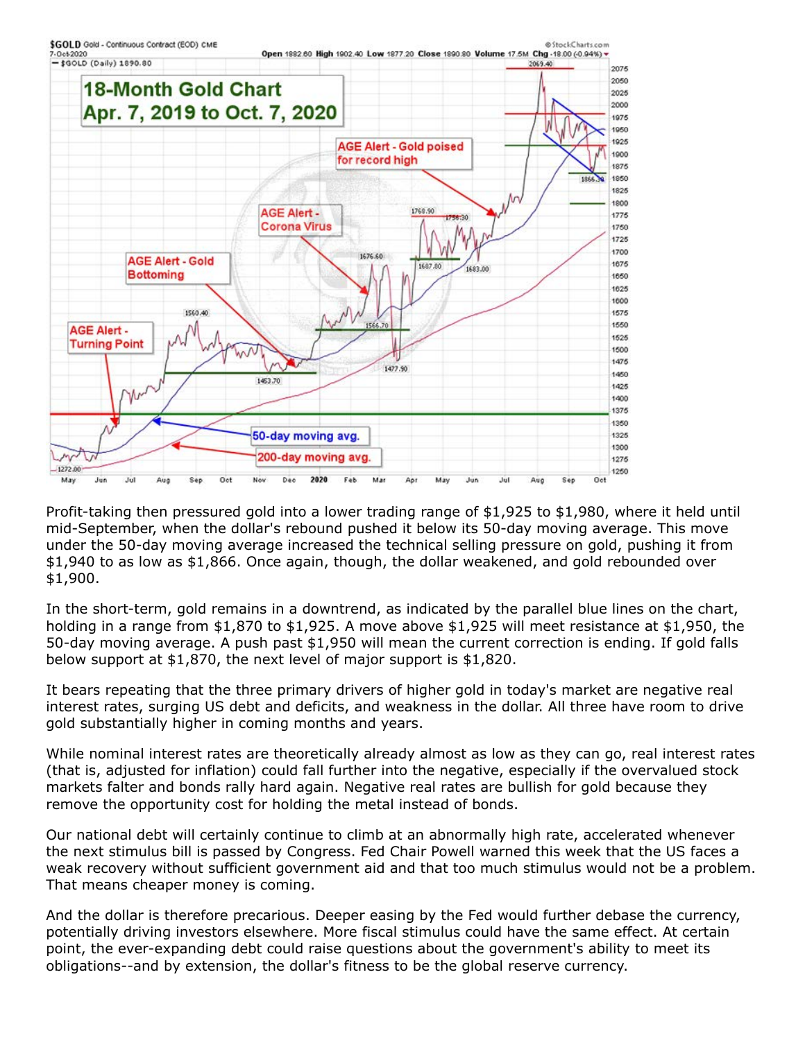Profit-taking then pressured gold into a lower trading range of $1,925 to $1,980, where it held until mid-September, when the dollar's rebound pushed it below its 50-day moving average. This move under the 50-day moving average increased the technical selling pressure on gold, pushing it from $1,940 to as low as $1,866. Once again, though, the dollar weakened, and gold rebounded over $1,900.

In the short-term, gold remains in a downtrend, as indicated by the parallel blue lines on the chart, holding in a range from $1,870 to $1,925. A move above $1,925 will meet resistance at $1,950, the 50-day moving average. A push past $1,950 will mean the current correction is ending. If gold falls below support at $1,870, the next level of major support is $1,820.

It bears repeating that the three primary drivers of higher gold in today's market are negative real interest rates, surging US debt and deficits, and weakness in the dollar. All three have room to drive gold substantially higher in coming months and years.

While nominal interest rates are theoretically already almost as low as they can go, real interest rates (that is, adjusted for inflation) could fall further into the negative, especially if the overvalued stock markets falter and bonds rally hard again. Negative real rates are bullish for gold because they remove the opportunity cost for holding the metal instead of bonds.

Our national debt will certainly continue to climb at an abnormally high rate, accelerated whenever the next stimulus bill is passed by Congress. Fed Chair Powell warned this week that the US faces a weak recovery without sufficient government aid and that too much stimulus would not be a problem. That means cheaper money is coming.

And the dollar is therefore precarious. Deeper easing by the Fed would further debase the currency, potentially driving investors elsewhere. More fiscal stimulus could have the same effect. At certain point, the ever-expanding debt could raise questions about the government's ability to meet its obligations--and by extension, the dollar's fitness to be the global reserve currency.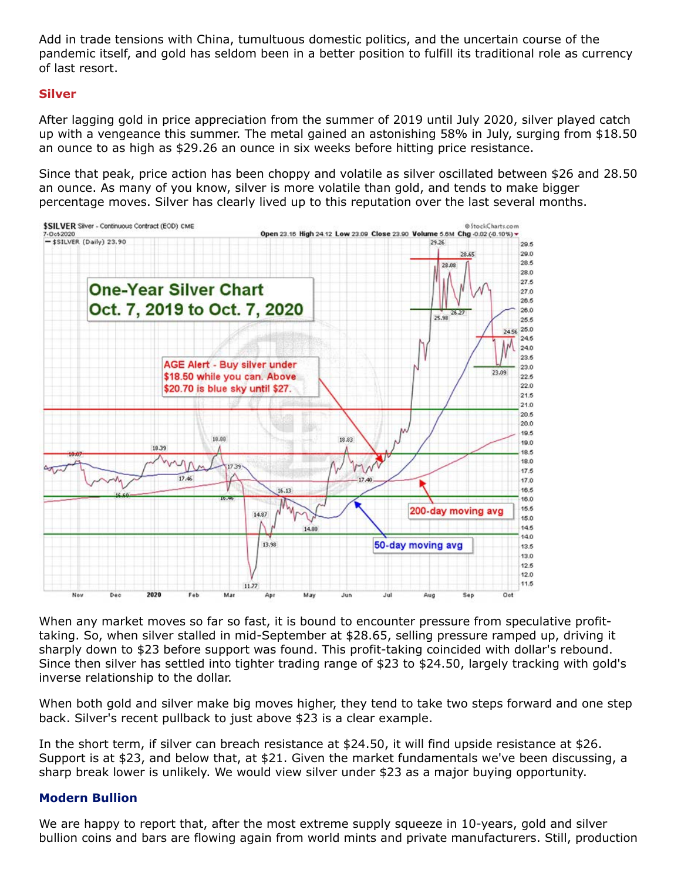Add in trade tensions with China, tumultuous domestic politics, and the uncertain course of the pandemic itself, and gold has seldom been in a better position to fulfill its traditional role as currency of last resort.

### Silver

After lagging gold in price appreciation from the summer of 2019 until July 2020, silver played catch up with a vengeance this summer. The metal gained an astonishing 58% in July, surging from $18.50 an ounce to as high as $29.26 an ounce in six weeks before hitting price resistance.

Since that peak, price action has been choppy and volatile as silver oscillated between $26 and 28.50 an ounce. As many of you know, silver is more volatile than gold, and tends to make bigger percentage moves. Silver has clearly lived up to this reputation over the last several months.

When any market moves so far so fast, it is bound to encounter pressure from speculative profit-taking. So, when silver stalled in mid-September at $28.65, selling pressure ramped up, driving it sharply down to $23 before support was found. This profit-taking coincided with dollar's rebound. Since then silver has settled into tighter trading range of $23 to $24.50, largely tracking with gold's inverse relationship to the dollar.

When both gold and silver make big moves higher, they tend to take two steps forward and one step back. Silver's recent pullback to just above $23 is a clear example.

In the short term, if silver can breach resistance at $24.50, it will find upside resistance at $26. Support is at $23, and below that, at $21. Given the market fundamentals we've been discussing, a sharp break lower is unlikely. We would view silver under $23 as a major buying opportunity.

### Modern Bullion

We are happy to report that, after the most extreme supply squeeze in 10-years, gold and silver bullion coins and bars are flowing again from world mints and private manufacturers. Still, production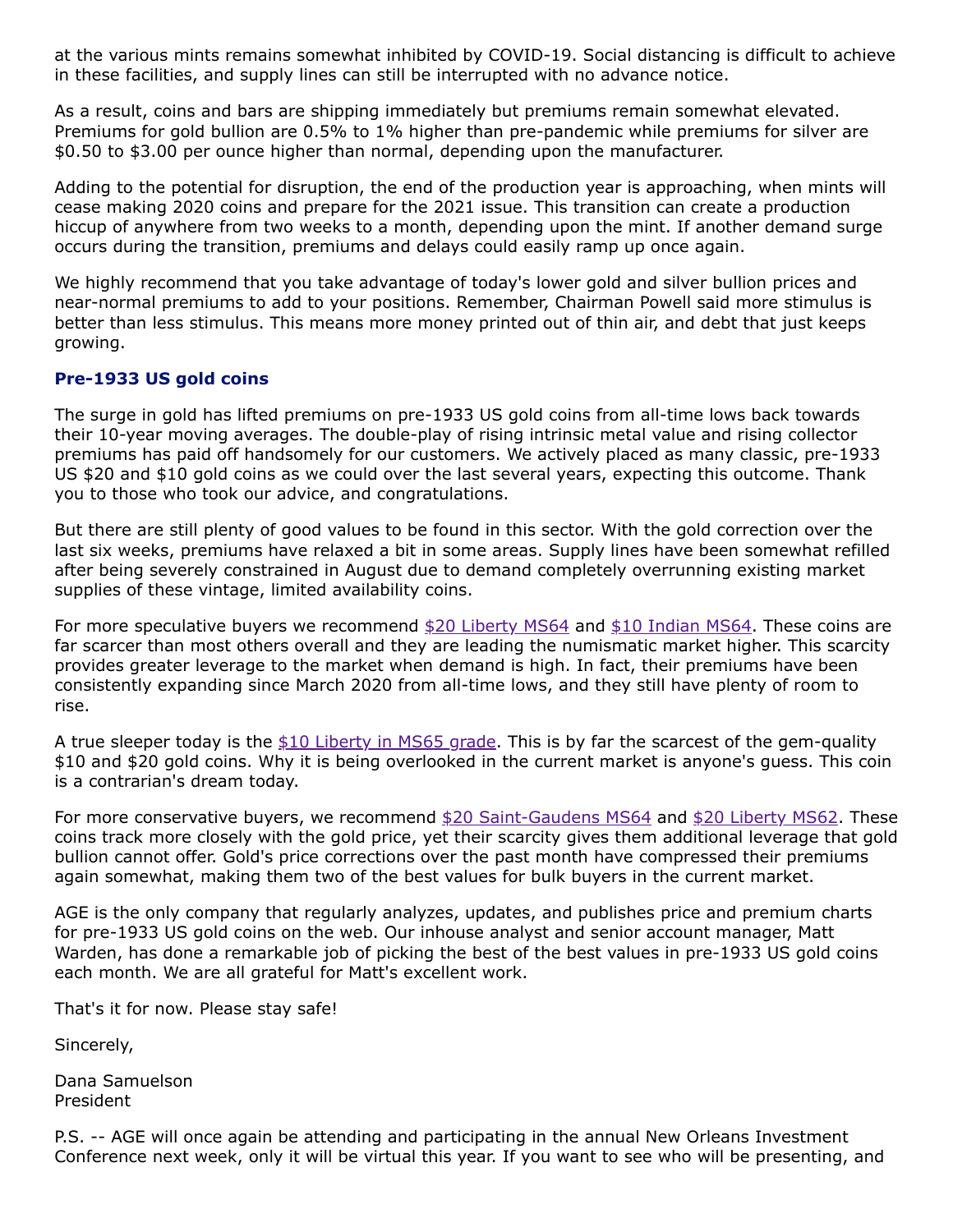at the various mints remains somewhat inhibited by COVID-19. Social distancing is difficult to achieve in these facilities, and supply lines can still be interrupted with no advance notice.

As a result, coins and bars are shipping immediately but premiums remain somewhat elevated. Premiums for gold bullion are 0.5% to 1% higher than pre-pandemic while premiums for silver are $0.50 to $3.00 per ounce higher than normal, depending upon the manufacturer.

Adding to the potential for disruption, the end of the production year is approaching, when mints will cease making 2020 coins and prepare for the 2021 issue. This transition can create a production hiccup of anywhere from two weeks to a month, depending upon the mint. If another demand surge occurs during the transition, premiums and delays could easily ramp up once again.

We highly recommend that you take advantage of today's lower gold and silver bullion prices and near-normal premiums to add to your positions. Remember, Chairman Powell said more stimulus is better than less stimulus. This means more money printed out of thin air, and debt that just keeps growing.

### Pre-1933 US gold coins

The surge in gold has lifted premiums on pre-1933 US gold coins from all-time lows back towards their 10-year moving averages. The double-play of rising intrinsic metal value and rising collector premiums has paid off handsomely for our customers. We actively placed as many classic, pre-1933 US $20 and $10 gold coins as we could over the last several years, expecting this outcome. Thank you to those who took our advice, and congratulations.

But there are still plenty of good values to be found in this sector. With the gold correction over the last six weeks, premiums have relaxed a bit in some areas. Supply lines have been somewhat refilled after being severely constrained in August due to demand completely overrunning existing market supplies of these vintage, limited availability coins.

For more speculative buyers we recommend $20 Liberty MS64 and $10 Indian MS64. These coins are far scarcer than most others overall and they are leading the numismatic market higher. This scarcity provides greater leverage to the market when demand is high. In fact, their premiums have been consistently expanding since March 2020 from all-time lows, and they still have plenty of room to rise.

A true sleeper today is the $10 Liberty in MS65 grade. This is by far the scarcest of the gem-quality $10 and $20 gold coins. Why it is being overlooked in the current market is anyone's guess. This coin is a contrarian's dream today.

For more conservative buyers, we recommend $20 Saint-Gaudens MS64 and $20 Liberty MS62. These coins track more closely with the gold price, yet their scarcity gives them additional leverage that gold bullion cannot offer. Gold's price corrections over the past month have compressed their premiums again somewhat, making them two of the best values for bulk buyers in the current market.

AGE is the only company that regularly analyzes, updates, and publishes price and premium charts for pre-1933 US gold coins on the web. Our inhouse analyst and senior account manager, Matt Warden, has done a remarkable job of picking the best of the best values in pre-1933 US gold coins each month. We are all grateful for Matt's excellent work.

That's it for now. Please stay safe!

Sincerely,

Dana Samuelson
President

P.S. -- AGE will once again be attending and participating in the annual New Orleans Investment Conference next week, only it will be virtual this year. If you want to see who will be presenting, and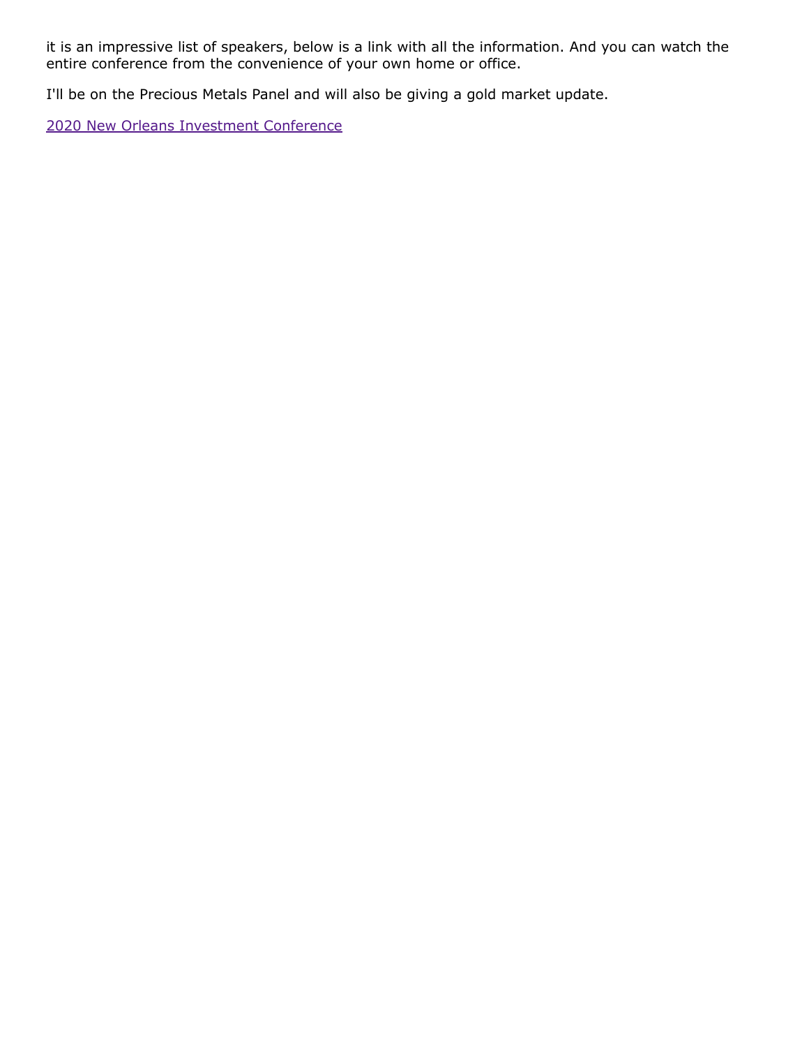it is an impressive list of speakers, below is a link with all the information. And you can watch the entire conference from the convenience of your own home or office.

I'll be on the Precious Metals Panel and will also be giving a gold market update.

2020 New Orleans Investment Conference